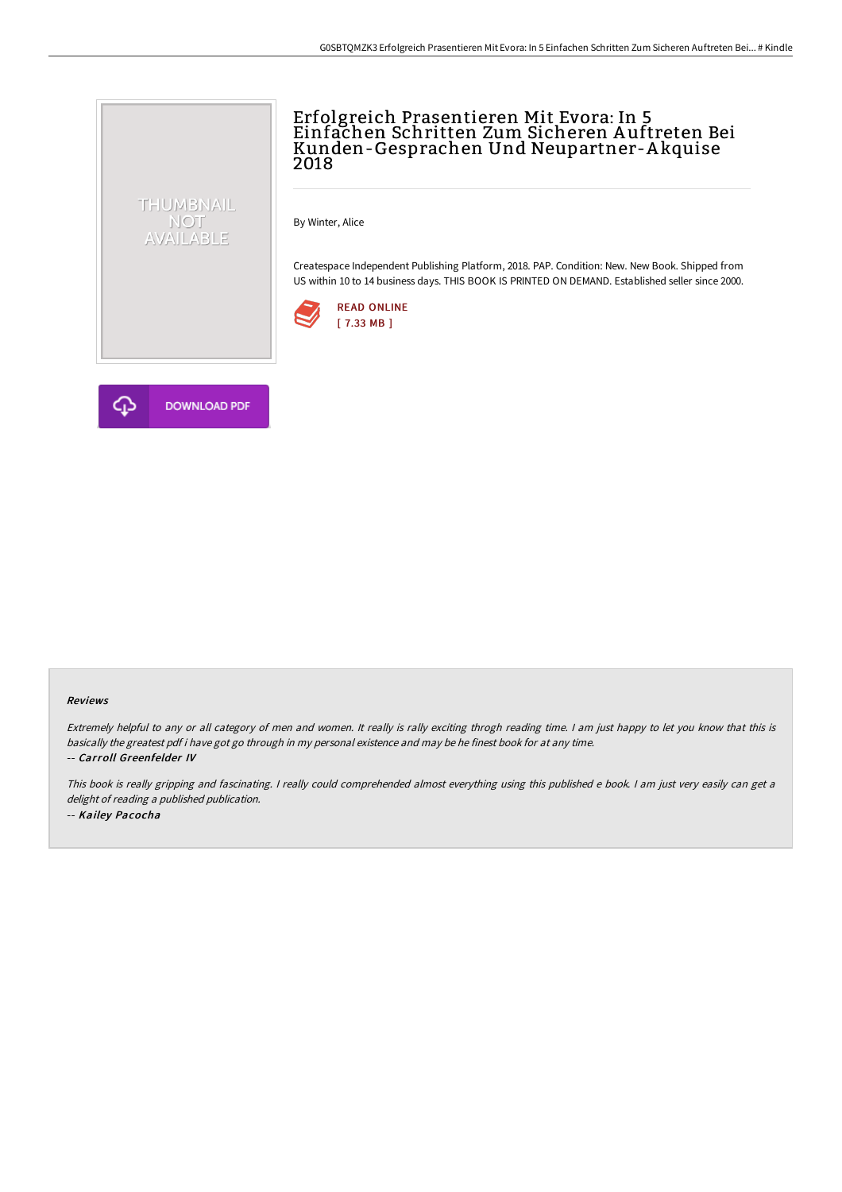# Erfolgreich Prasentieren Mit Evora: In 5 Einfachen Schritten Zum Sicheren Auftreten Bei Kunden-Gesprachen Und Neupartner-Akquise 2018

By Winter, Alice

Createspace Independent Publishing Platform, 2018. PAP. Condition: New. New Book. Shipped from US within 10 to 14 business days. THIS BOOK IS PRINTED ON DEMAND. Established seller since 2000.

READ ONLINE
[ 7.33 MB ]

DOWNLOAD PDF

### Reviews

*Extremely helpful to any or all category of men and women. It really is rally exciting throgh reading time. I am just happy to let you know that this is basically the greatest pdf i have got go through in my personal existence and may be he finest book for at any time.*

*-- Carroll Greenfelder IV*

*This book is really gripping and fascinating. I really could comprehended almost everything using this published e book. I am just very easily can get a delight of reading a published publication.*

*-- Kailey Pacocha*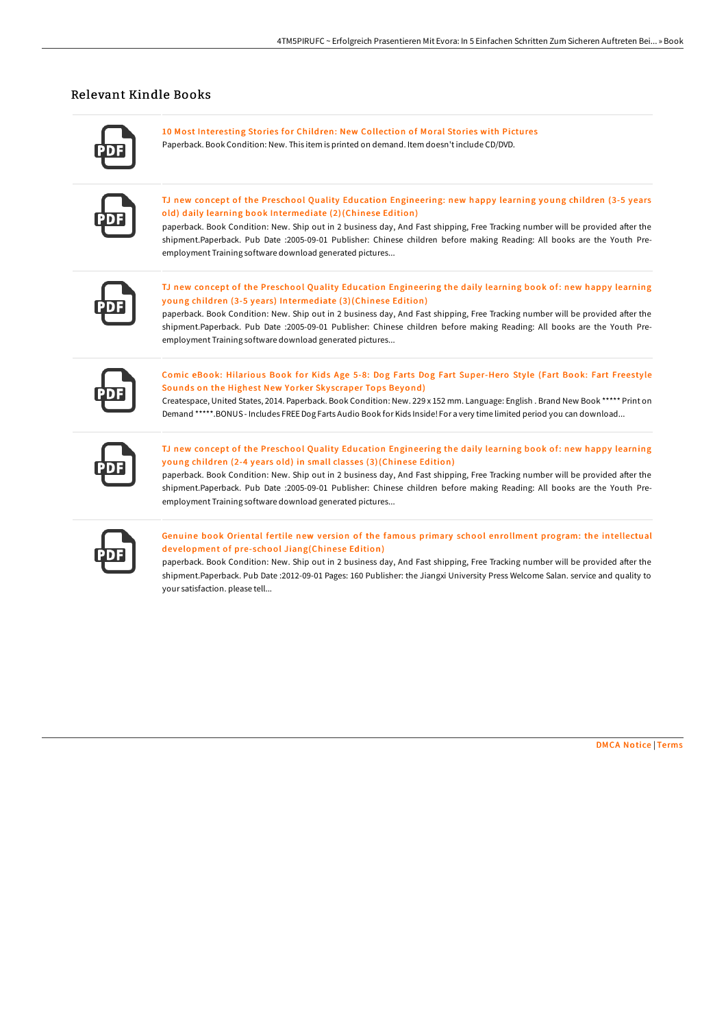## Relevant Kindle Books

**10 Most Interesting Stories for Children: New Collection of Moral Stories with Pictures**

Paperback. Book Condition: New. This item is printed on demand. Item doesn't include CD/DVD.

**TJ new concept of the Preschool Quality Education Engineering: new happy learning young children (3-5 years old) daily learning book Intermediate (2)(Chinese Edition)**

paperback. Book Condition: New. Ship out in 2 business day, And Fast shipping, Free Tracking number will be provided after the shipment.Paperback. Pub Date :2005-09-01 Publisher: Chinese children before making Reading: All books are the Youth Pre-employment Training software download generated pictures...

**TJ new concept of the Preschool Quality Education Engineering the daily learning book of: new happy learning young children (3-5 years) Intermediate (3)(Chinese Edition)**

paperback. Book Condition: New. Ship out in 2 business day, And Fast shipping, Free Tracking number will be provided after the shipment.Paperback. Pub Date :2005-09-01 Publisher: Chinese children before making Reading: All books are the Youth Pre-employment Training software download generated pictures...

**Comic eBook: Hilarious Book for Kids Age 5-8: Dog Farts Dog Fart Super-Hero Style (Fart Book: Fart Freestyle Sounds on the Highest New Yorker Skyscraper Tops Beyond)**

Createspace, United States, 2014. Paperback. Book Condition: New. 229 x 152 mm. Language: English . Brand New Book ***** Print on Demand *****.BONUS - Includes FREE Dog Farts Audio Book for Kids Inside! For a very time limited period you can download...

**TJ new concept of the Preschool Quality Education Engineering the daily learning book of: new happy learning young children (2-4 years old) in small classes (3)(Chinese Edition)**

paperback. Book Condition: New. Ship out in 2 business day, And Fast shipping, Free Tracking number will be provided after the shipment.Paperback. Pub Date :2005-09-01 Publisher: Chinese children before making Reading: All books are the Youth Pre-employment Training software download generated pictures...

**Genuine book Oriental fertile new version of the famous primary school enrollment program: the intellectual development of pre-school Jiang(Chinese Edition)**

paperback. Book Condition: New. Ship out in 2 business day, And Fast shipping, Free Tracking number will be provided after the shipment.Paperback. Pub Date :2012-09-01 Pages: 160 Publisher: the Jiangxi University Press Welcome Salan. service and quality to your satisfaction. please tell...